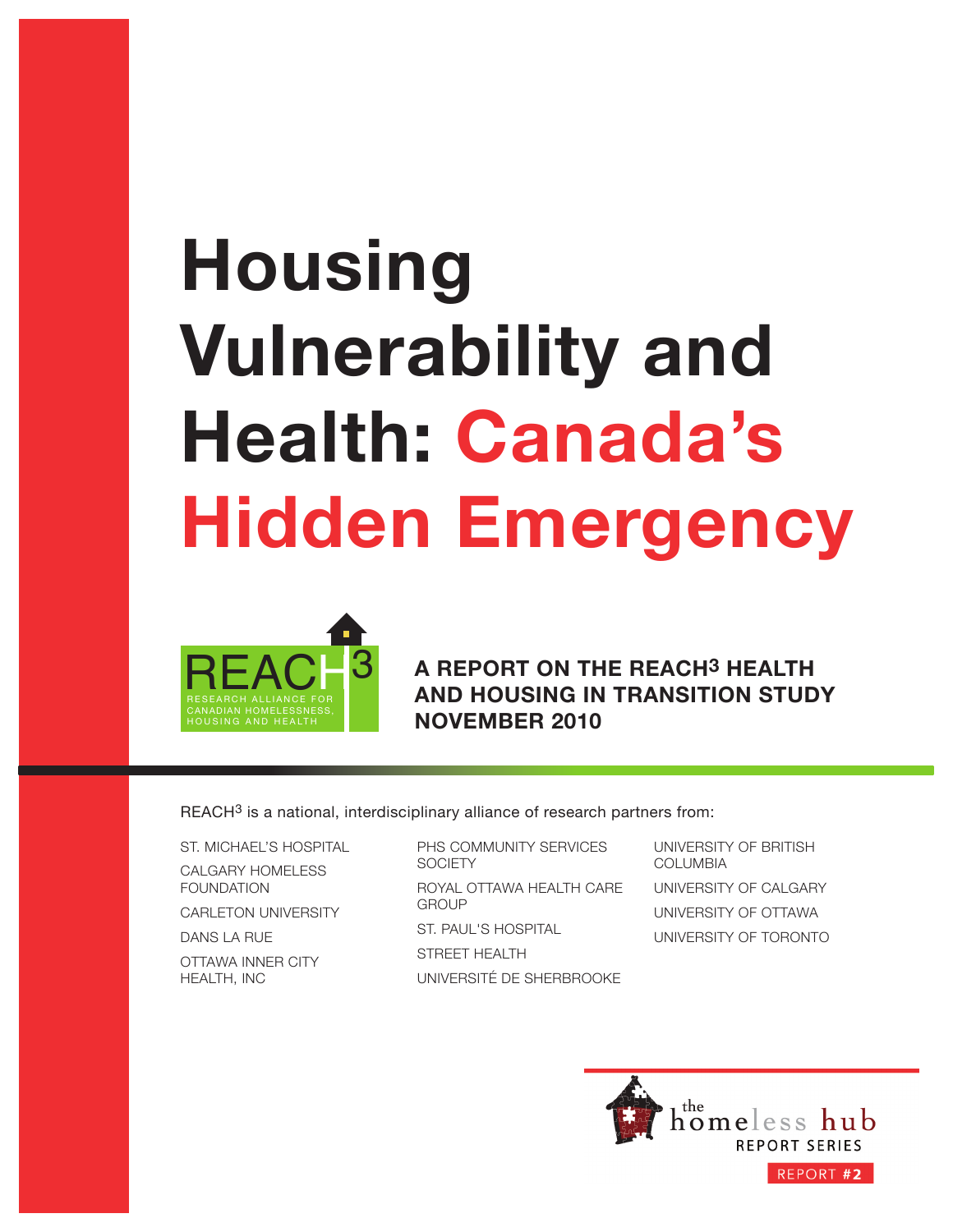# Housing Vulnerability and Health: Canada's Hidden Emergency

REACH3

RESEARCH ALLIANCE FOR CANADIAN HOMELESSNESS, HOUSING AND HEALTH

**A REPORT ON THE REACH3 HEALTH AND HOUSING IN TRANSITION STUDY**
**NOVEMBER 2010**

REACH3 is a national, interdisciplinary alliance of research partners from:

ST. MICHAEL'S HOSPITAL
CALGARY HOMELESS FOUNDATION
CARLETON UNIVERSITY
DANS LA RUE
OTTAWA INNER CITY HEALTH, INC
PHS COMMUNITY SERVICES SOCIETY
ROYAL OTTAWA HEALTH CARE GROUP
ST. PAUL'S HOSPITAL
STREET HEALTH
UNIVERSITÉ DE SHERBROOKE
UNIVERSITY OF BRITISH COLUMBIA
UNIVERSITY OF CALGARY
UNIVERSITY OF OTTAWA
UNIVERSITY OF TORONTO

the homeless hub
REPORT SERIES
REPORT #2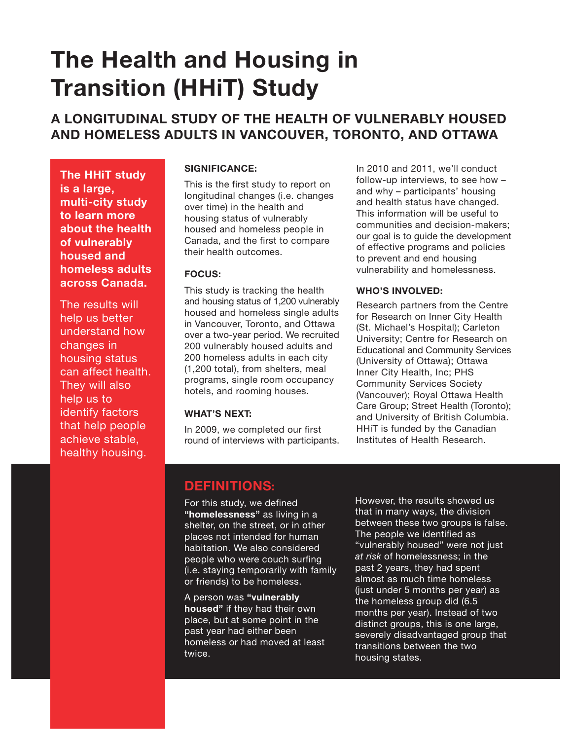# The Health and Housing in Transition (HHiT) Study

## A LONGITUDINAL STUDY OF THE HEALTH OF VULNERABLY HOUSED AND HOMELESS ADULTS IN VANCOUVER, TORONTO, AND OTTAWA

**The HHiT study is a large, multi-city study to learn more about the health of vulnerably housed and homeless adults across Canada.**

The results will help us better understand how changes in housing status can affect health. They will also help us to identify factors that help people achieve stable, healthy housing.

### SIGNIFICANCE:

This is the first study to report on longitudinal changes (i.e. changes over time) in the health and housing status of vulnerably housed and homeless people in Canada, and the first to compare their health outcomes.

### FOCUS:

This study is tracking the health and housing status of 1,200 vulnerably housed and homeless single adults in Vancouver, Toronto, and Ottawa over a two-year period. We recruited 200 vulnerably housed adults and 200 homeless adults in each city (1,200 total), from shelters, meal programs, single room occupancy hotels, and rooming houses.

### WHAT'S NEXT:

In 2009, we completed our first round of interviews with participants. In 2010 and 2011, we'll conduct follow-up interviews, to see how – and why – participants' housing and health status have changed. This information will be useful to communities and decision-makers; our goal is to guide the development of effective programs and policies to prevent and end housing vulnerability and homelessness.

### WHO'S INVOLVED:

Research partners from the Centre for Research on Inner City Health (St. Michael's Hospital); Carleton University; Centre for Research on Educational and Community Services (University of Ottawa); Ottawa Inner City Health, Inc; PHS Community Services Society (Vancouver); Royal Ottawa Health Care Group; Street Health (Toronto); and University of British Columbia. HHiT is funded by the Canadian Institutes of Health Research.

## DEFINITIONS:

For this study, we defined **"homelessness"** as living in a shelter, on the street, or in other places not intended for human habitation. We also considered people who were couch surfing (i.e. staying temporarily with family or friends) to be homeless.

A person was **"vulnerably housed"** if they had their own place, but at some point in the past year had either been homeless or had moved at least twice.

However, the results showed us that in many ways, the division between these two groups is false. The people we identified as "vulnerably housed" were not just *at risk* of homelessness; in the past 2 years, they had spent almost as much time homeless (just under 5 months per year) as the homeless group did (6.5 months per year). Instead of two distinct groups, this is one large, severely disadvantaged group that transitions between the two housing states.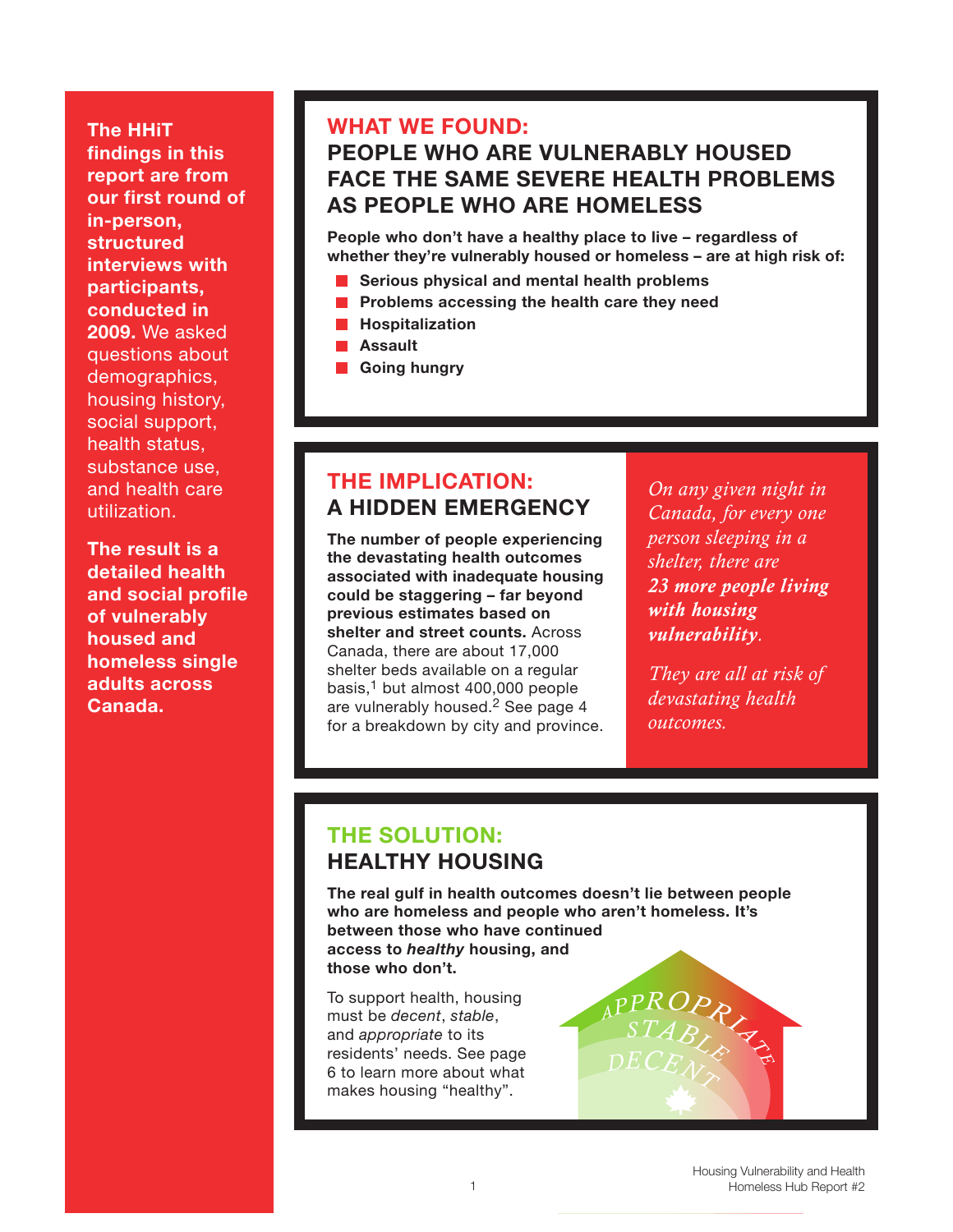**The HHiT findings in this report are from our first round of in-person, structured interviews with participants, conducted in 2009.** We asked questions about demographics, housing history, social support, health status, substance use, and health care utilization.

**The result is a detailed health and social profile of vulnerably housed and homeless single adults across Canada.**

## WHAT WE FOUND: PEOPLE WHO ARE VULNERABLY HOUSED FACE THE SAME SEVERE HEALTH PROBLEMS AS PEOPLE WHO ARE HOMELESS

**People who don't have a healthy place to live – regardless of whether they're vulnerably housed or homeless – are at high risk of:**

- **Serious physical and mental health problems**
- **Problems accessing the health care they need**
- **Hospitalization**
- **Assault**
- **Going hungry**

## THE IMPLICATION: A HIDDEN EMERGENCY

**The number of people experiencing the devastating health outcomes associated with inadequate housing could be staggering – far beyond previous estimates based on shelter and street counts.** Across Canada, there are about 17,000 shelter beds available on a regular basis,[1] but almost 400,000 people are vulnerably housed.[2] See page 4 for a breakdown by city and province.

*On any given night in Canada, for every one person sleeping in a shelter, there are* ***23 more people living with housing vulnerability****.*

*They are all at risk of devastating health outcomes.*

## THE SOLUTION: HEALTHY HOUSING

**The real gulf in health outcomes doesn't lie between people who are homeless and people who aren't homeless. It's between those who have continued access to *healthy* housing, and those who don't.**

To support health, housing must be *decent*, *stable*, and *appropriate* to its residents' needs. See page 6 to learn more about what makes housing "healthy".

APPROPRIATE
STABLE
DECENT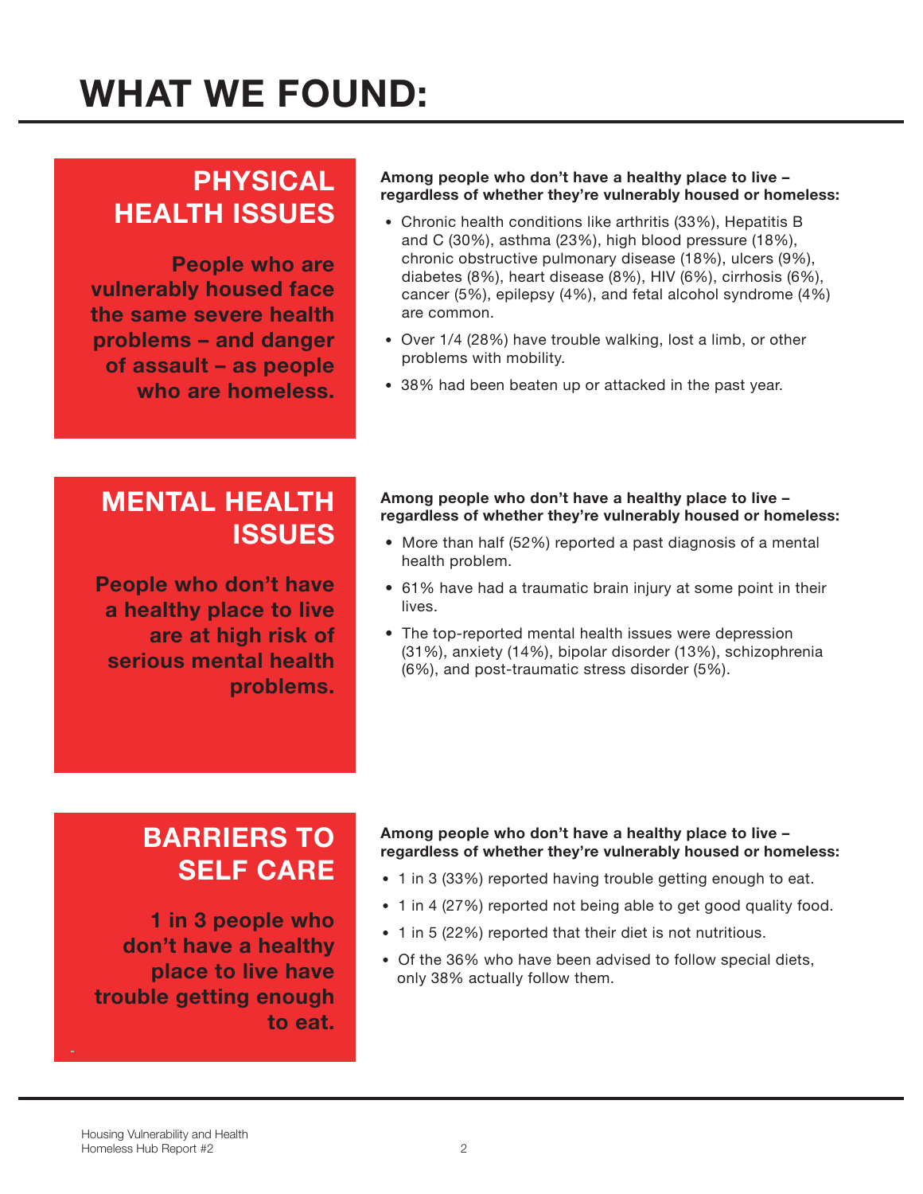# WHAT WE FOUND:

## PHYSICAL HEALTH ISSUES

**People who are vulnerably housed face the same severe health problems – and danger of assault – as people who are homeless.**

**Among people who don't have a healthy place to live – regardless of whether they're vulnerably housed or homeless:**

- Chronic health conditions like arthritis (33%), Hepatitis B and C (30%), asthma (23%), high blood pressure (18%), chronic obstructive pulmonary disease (18%), ulcers (9%), diabetes (8%), heart disease (8%), HIV (6%), cirrhosis (6%), cancer (5%), epilepsy (4%), and fetal alcohol syndrome (4%) are common.
- Over 1/4 (28%) have trouble walking, lost a limb, or other problems with mobility.
- 38% had been beaten up or attacked in the past year.

## MENTAL HEALTH ISSUES

**People who don't have a healthy place to live are at high risk of serious mental health problems.**

**Among people who don't have a healthy place to live – regardless of whether they're vulnerably housed or homeless:**

- More than half (52%) reported a past diagnosis of a mental health problem.
- 61% have had a traumatic brain injury at some point in their lives.
- The top-reported mental health issues were depression (31%), anxiety (14%), bipolar disorder (13%), schizophrenia (6%), and post-traumatic stress disorder (5%).

## BARRIERS TO SELF CARE

**1 in 3 people who don't have a healthy place to live have trouble getting enough to eat.**

**Among people who don't have a healthy place to live – regardless of whether they're vulnerably housed or homeless:**

- 1 in 3 (33%) reported having trouble getting enough to eat.
- 1 in 4 (27%) reported not being able to get good quality food.
- 1 in 5 (22%) reported that their diet is not nutritious.
- Of the 36% who have been advised to follow special diets, only 38% actually follow them.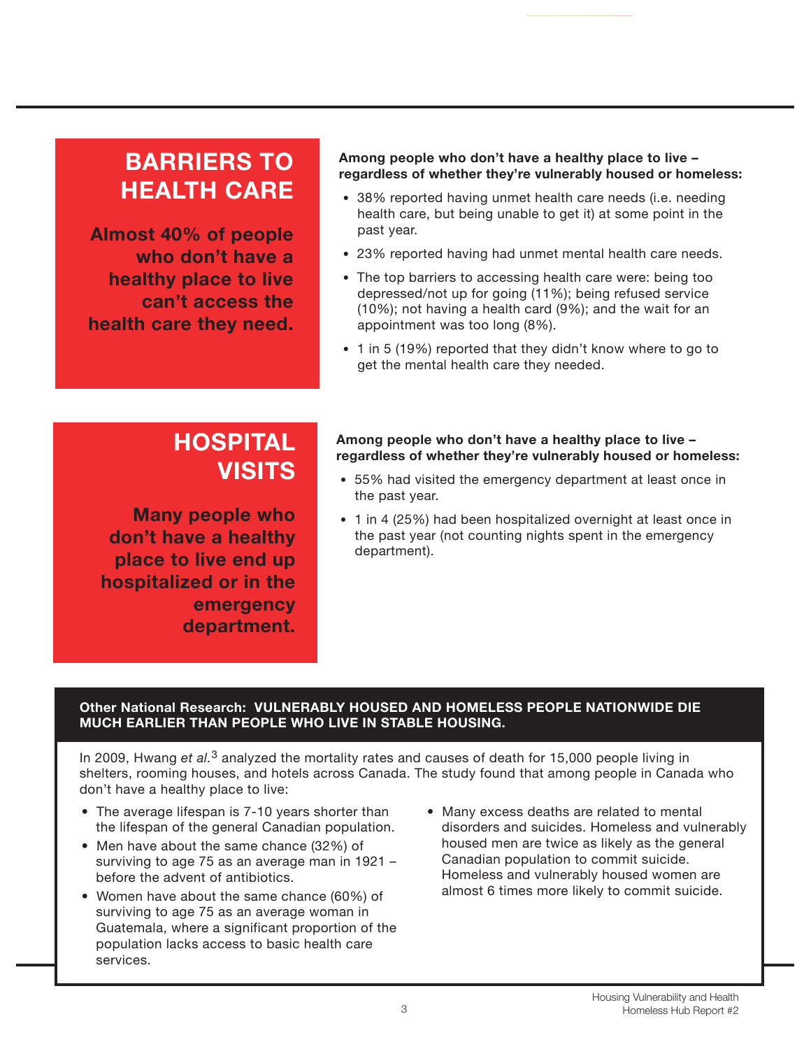## BARRIERS TO HEALTH CARE

**Almost 40% of people who don't have a healthy place to live can't access the health care they need.**

**Among people who don't have a healthy place to live – regardless of whether they're vulnerably housed or homeless:**

- 38% reported having unmet health care needs (i.e. needing health care, but being unable to get it) at some point in the past year.
- 23% reported having had unmet mental health care needs.
- The top barriers to accessing health care were: being too depressed/not up for going (11%); being refused service (10%); not having a health card (9%); and the wait for an appointment was too long (8%).
- 1 in 5 (19%) reported that they didn't know where to go to get the mental health care they needed.

## HOSPITAL VISITS

**Many people who don't have a healthy place to live end up hospitalized or in the emergency department.**

**Among people who don't have a healthy place to live – regardless of whether they're vulnerably housed or homeless:**

- 55% had visited the emergency department at least once in the past year.
- 1 in 4 (25%) had been hospitalized overnight at least once in the past year (not counting nights spent in the emergency department).

**Other National Research: VULNERABLY HOUSED AND HOMELESS PEOPLE NATIONWIDE DIE MUCH EARLIER THAN PEOPLE WHO LIVE IN STABLE HOUSING.**

In 2009, Hwang *et al.*[3] analyzed the mortality rates and causes of death for 15,000 people living in shelters, rooming houses, and hotels across Canada. The study found that among people in Canada who don't have a healthy place to live:

- The average lifespan is 7-10 years shorter than the lifespan of the general Canadian population.
- Men have about the same chance (32%) of surviving to age 75 as an average man in 1921 – before the advent of antibiotics.
- Women have about the same chance (60%) of surviving to age 75 as an average woman in Guatemala, where a significant proportion of the population lacks access to basic health care services.
- Many excess deaths are related to mental disorders and suicides. Homeless and vulnerably housed men are twice as likely as the general Canadian population to commit suicide. Homeless and vulnerably housed women are almost 6 times more likely to commit suicide.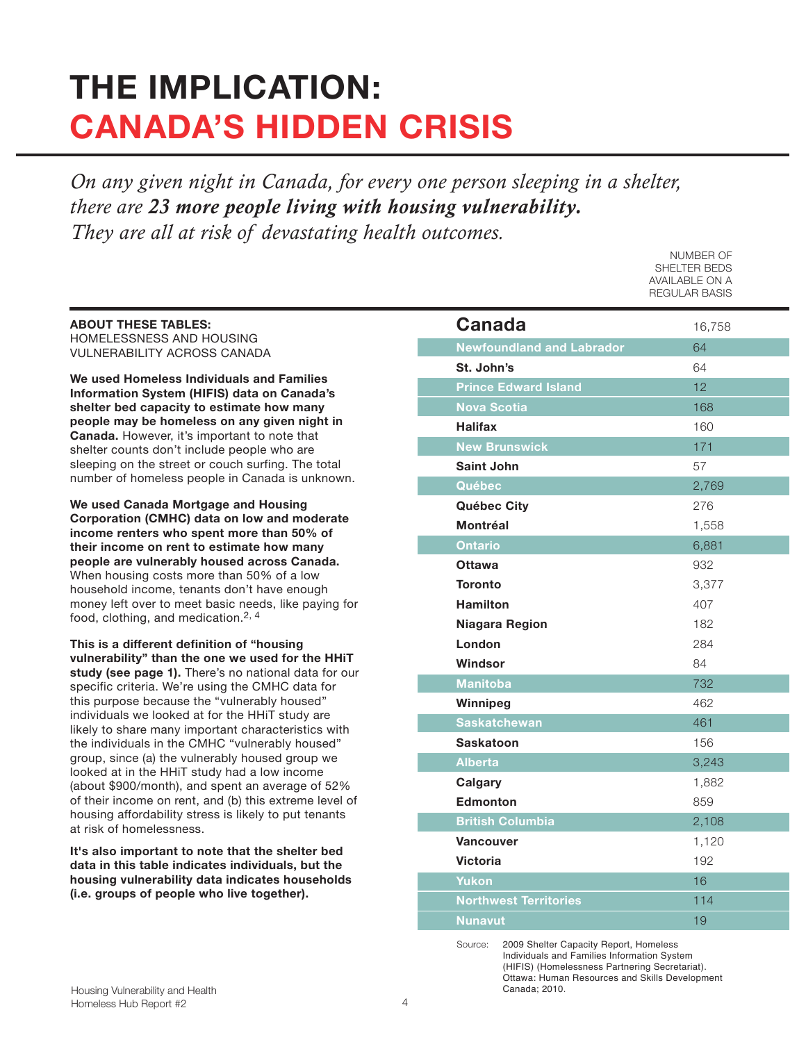# THE IMPLICATION: CANADA'S HIDDEN CRISIS

*On any given night in Canada, for every one person sleeping in a shelter, there are* ***23 more people living with housing vulnerability.*** *They are all at risk of devastating health outcomes.*

**ABOUT THESE TABLES:**
HOMELESSNESS AND HOUSING VULNERABILITY ACROSS CANADA

**We used Homeless Individuals and Families Information System (HIFIS) data on Canada's shelter bed capacity to estimate how many people may be homeless on any given night in Canada.** However, it's important to note that shelter counts don't include people who are sleeping on the street or couch surfing. The total number of homeless people in Canada is unknown.

**We used Canada Mortgage and Housing Corporation (CMHC) data on low and moderate income renters who spent more than 50% of their income on rent to estimate how many people are vulnerably housed across Canada.** When housing costs more than 50% of a low household income, tenants don't have enough money left over to meet basic needs, like paying for food, clothing, and medication.[2, 4]

**This is a different definition of "housing vulnerability" than the one we used for the HHiT study (see page 1).** There's no national data for our specific criteria. We're using the CMHC data for this purpose because the "vulnerably housed" individuals we looked at for the HHiT study are likely to share many important characteristics with the individuals in the CMHC "vulnerably housed" group, since (a) the vulnerably housed group we looked at in the HHiT study had a low income (about $900/month), and spent an average of 52% of their income on rent, and (b) this extreme level of housing affordability stress is likely to put tenants at risk of homelessness.

**It's also important to note that the shelter bed data in this table indicates individuals, but the housing vulnerability data indicates households (i.e. groups of people who live together).**

| | NUMBER OF SHELTER BEDS AVAILABLE ON A REGULAR BASIS |
|---|---|
| **Canada** | 16,758 |
| **Newfoundland and Labrador** | 64 |
| St. John's | 64 |
| **Prince Edward Island** | 12 |
| **Nova Scotia** | 168 |
| Halifax | 160 |
| **New Brunswick** | 171 |
| Saint John | 57 |
| **Québec** | 2,769 |
| Québec City | 276 |
| Montréal | 1,558 |
| **Ontario** | 6,881 |
| Ottawa | 932 |
| Toronto | 3,377 |
| Hamilton | 407 |
| Niagara Region | 182 |
| London | 284 |
| Windsor | 84 |
| **Manitoba** | 732 |
| Winnipeg | 462 |
| **Saskatchewan** | 461 |
| Saskatoon | 156 |
| **Alberta** | 3,243 |
| Calgary | 1,882 |
| Edmonton | 859 |
| **British Columbia** | 2,108 |
| Vancouver | 1,120 |
| Victoria | 192 |
| **Yukon** | 16 |
| **Northwest Territories** | 114 |
| **Nunavut** | 19 |

Source: 2009 Shelter Capacity Report, Homeless Individuals and Families Information System (HIFIS) (Homelessness Partnering Secretariat). Ottawa: Human Resources and Skills Development Canada; 2010.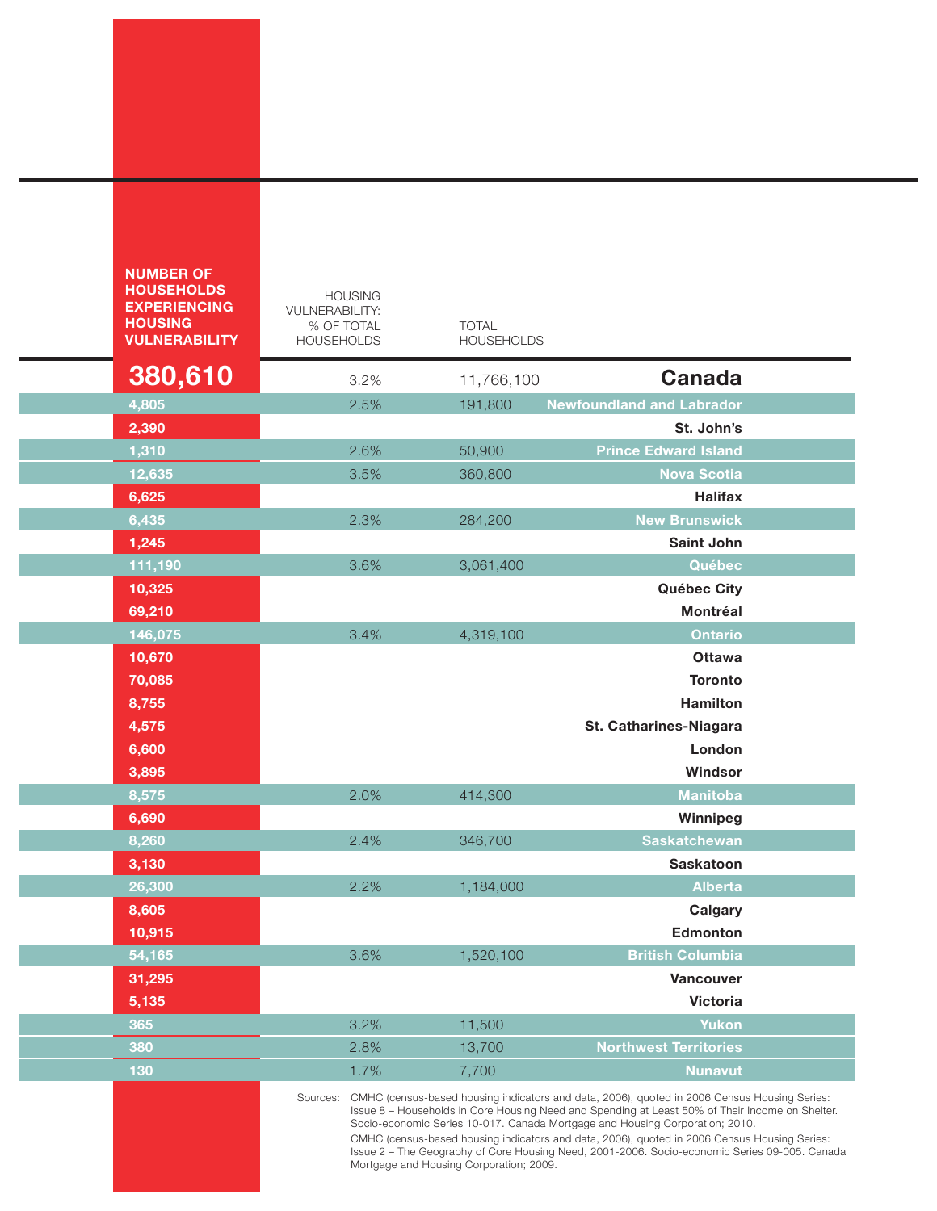| NUMBER OF HOUSEHOLDS EXPERIENCING HOUSING VULNERABILITY | HOUSING VULNERABILITY: % OF TOTAL HOUSEHOLDS | TOTAL HOUSEHOLDS | |
|---|---|---|---|
| **380,610** | 3.2% | 11,766,100 | **Canada** |
| 4,805 | 2.5% | 191,800 | **Newfoundland and Labrador** |
| 2,390 | | | **St. John's** |
| 1,310 | 2.6% | 50,900 | **Prince Edward Island** |
| 12,635 | 3.5% | 360,800 | **Nova Scotia** |
| 6,625 | | | **Halifax** |
| 6,435 | 2.3% | 284,200 | **New Brunswick** |
| 1,245 | | | **Saint John** |
| 111,190 | 3.6% | 3,061,400 | **Québec** |
| 10,325 | | | **Québec City** |
| 69,210 | | | **Montréal** |
| 146,075 | 3.4% | 4,319,100 | **Ontario** |
| 10,670 | | | **Ottawa** |
| 70,085 | | | **Toronto** |
| 8,755 | | | **Hamilton** |
| 4,575 | | | **St. Catharines-Niagara** |
| 6,600 | | | **London** |
| 3,895 | | | **Windsor** |
| 8,575 | 2.0% | 414,300 | **Manitoba** |
| 6,690 | | | **Winnipeg** |
| 8,260 | 2.4% | 346,700 | **Saskatchewan** |
| 3,130 | | | **Saskatoon** |
| 26,300 | 2.2% | 1,184,000 | **Alberta** |
| 8,605 | | | **Calgary** |
| 10,915 | | | **Edmonton** |
| 54,165 | 3.6% | 1,520,100 | **British Columbia** |
| 31,295 | | | **Vancouver** |
| 5,135 | | | **Victoria** |
| 365 | 3.2% | 11,500 | **Yukon** |
| 380 | 2.8% | 13,700 | **Northwest Territories** |
| 130 | 1.7% | 7,700 | **Nunavut** |

Sources: CMHC (census-based housing indicators and data, 2006), quoted in 2006 Census Housing Series: Issue 8 – Households in Core Housing Need and Spending at Least 50% of Their Income on Shelter. Socio-economic Series 10-017. Canada Mortgage and Housing Corporation; 2010.

CMHC (census-based housing indicators and data, 2006), quoted in 2006 Census Housing Series: Issue 2 – The Geography of Core Housing Need, 2001-2006. Socio-economic Series 09-005. Canada Mortgage and Housing Corporation; 2009.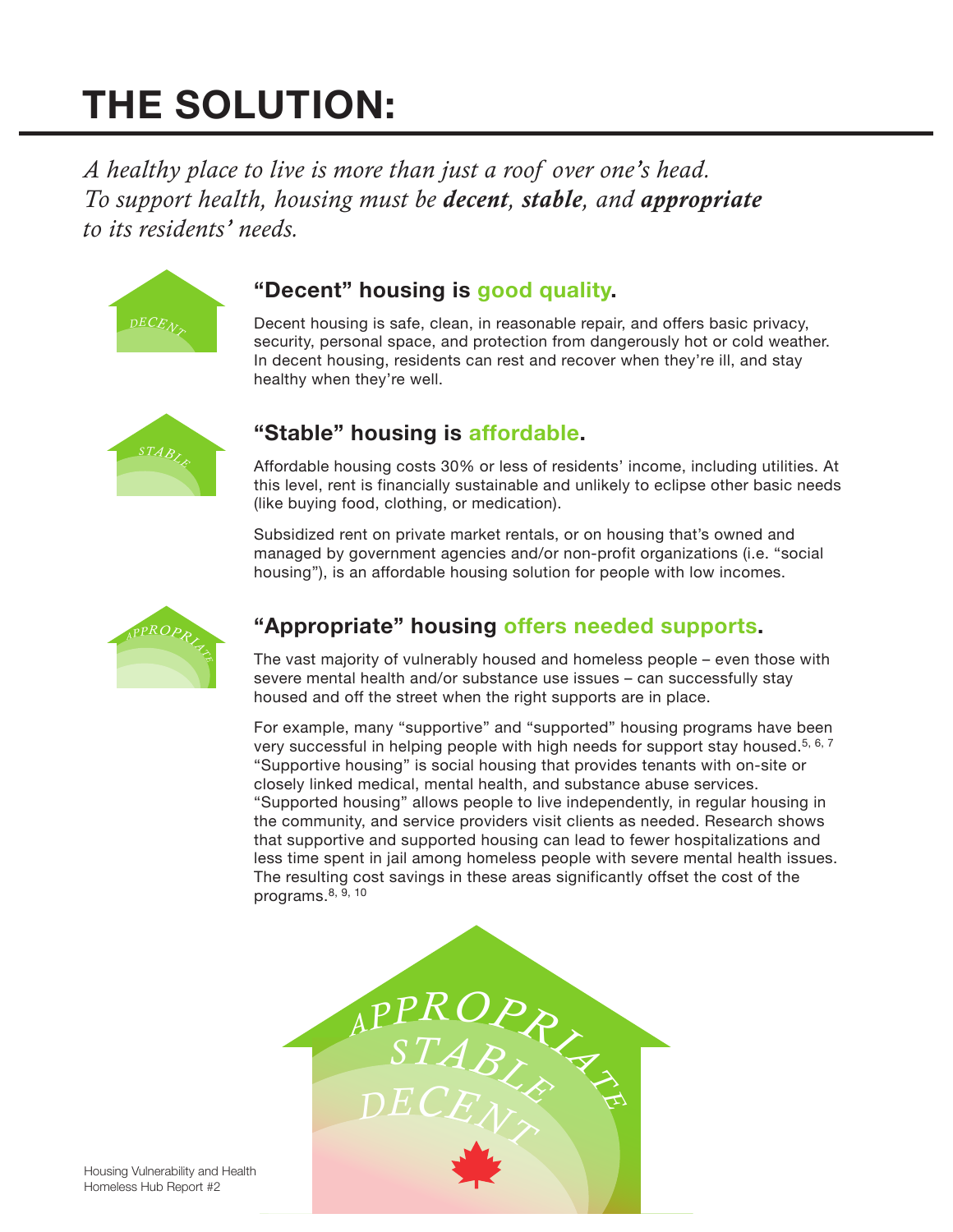# THE SOLUTION:

*A healthy place to live is more than just a roof over one's head. To support health, housing must be **decent**, **stable**, and **appropriate** to its residents' needs.*

## "Decent" housing is good quality.

Decent housing is safe, clean, in reasonable repair, and offers basic privacy, security, personal space, and protection from dangerously hot or cold weather. In decent housing, residents can rest and recover when they're ill, and stay healthy when they're well.

## "Stable" housing is affordable.

Affordable housing costs 30% or less of residents' income, including utilities. At this level, rent is financially sustainable and unlikely to eclipse other basic needs (like buying food, clothing, or medication).

Subsidized rent on private market rentals, or on housing that's owned and managed by government agencies and/or non-profit organizations (i.e. "social housing"), is an affordable housing solution for people with low incomes.

## "Appropriate" housing offers needed supports.

The vast majority of vulnerably housed and homeless people – even those with severe mental health and/or substance use issues – can successfully stay housed and off the street when the right supports are in place.

For example, many "supportive" and "supported" housing programs have been very successful in helping people with high needs for support stay housed.[5, 6, 7] "Supportive housing" is social housing that provides tenants with on-site or closely linked medical, mental health, and substance abuse services. "Supported housing" allows people to live independently, in regular housing in the community, and service providers visit clients as needed. Research shows that supportive and supported housing can lead to fewer hospitalizations and less time spent in jail among homeless people with severe mental health issues. The resulting cost savings in these areas significantly offset the cost of the programs.[8, 9, 10]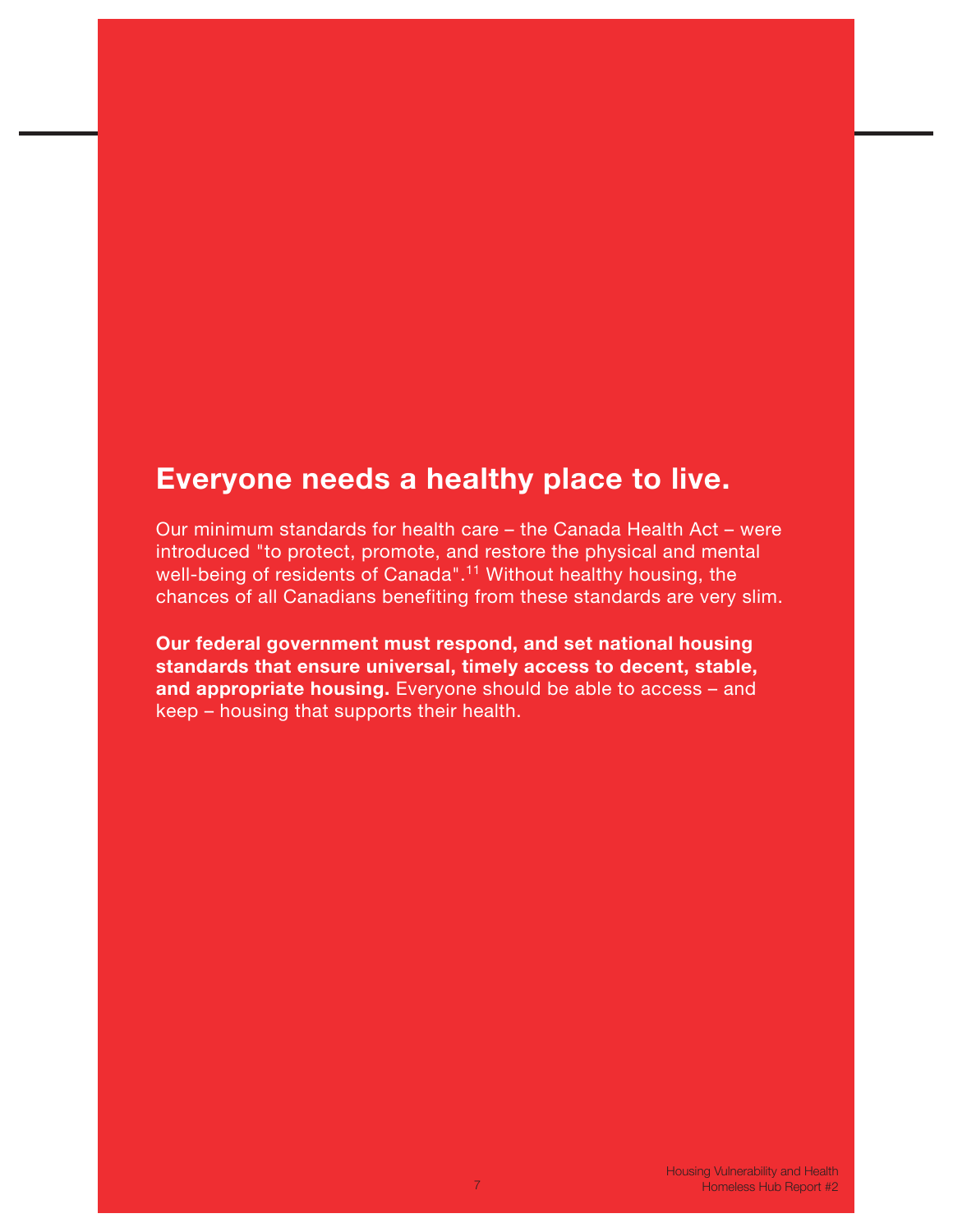## Everyone needs a healthy place to live.

Our minimum standards for health care – the Canada Health Act – were introduced "to protect, promote, and restore the physical and mental well-being of residents of Canada".[11] Without healthy housing, the chances of all Canadians benefiting from these standards are very slim.

**Our federal government must respond, and set national housing standards that ensure universal, timely access to decent, stable, and appropriate housing.** Everyone should be able to access – and keep – housing that supports their health.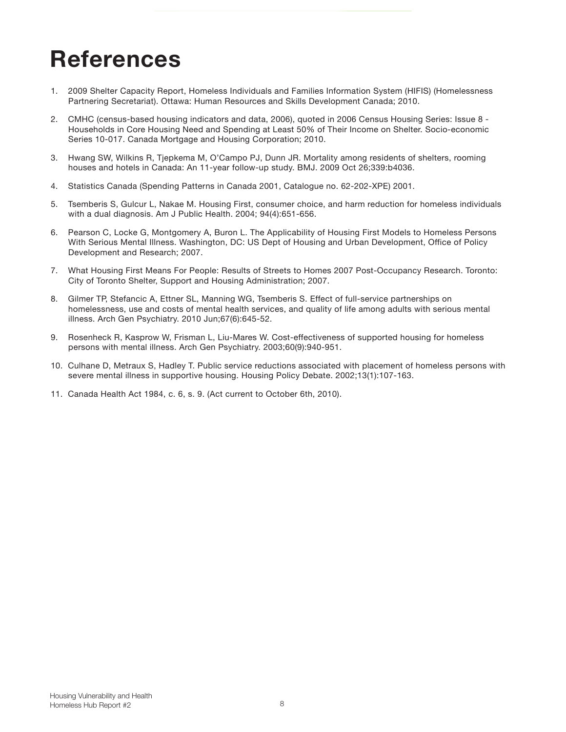# References

1. 2009 Shelter Capacity Report, Homeless Individuals and Families Information System (HIFIS) (Homelessness Partnering Secretariat). Ottawa: Human Resources and Skills Development Canada; 2010.
2. CMHC (census-based housing indicators and data, 2006), quoted in 2006 Census Housing Series: Issue 8 - Households in Core Housing Need and Spending at Least 50% of Their Income on Shelter. Socio-economic Series 10-017. Canada Mortgage and Housing Corporation; 2010.
3. Hwang SW, Wilkins R, Tjepkema M, O'Campo PJ, Dunn JR. Mortality among residents of shelters, rooming houses and hotels in Canada: An 11-year follow-up study. BMJ. 2009 Oct 26;339:b4036.
4. Statistics Canada (Spending Patterns in Canada 2001, Catalogue no. 62-202-XPE) 2001.
5. Tsemberis S, Gulcur L, Nakae M. Housing First, consumer choice, and harm reduction for homeless individuals with a dual diagnosis. Am J Public Health. 2004; 94(4):651-656.
6. Pearson C, Locke G, Montgomery A, Buron L. The Applicability of Housing First Models to Homeless Persons With Serious Mental Illness. Washington, DC: US Dept of Housing and Urban Development, Office of Policy Development and Research; 2007.
7. What Housing First Means For People: Results of Streets to Homes 2007 Post-Occupancy Research. Toronto: City of Toronto Shelter, Support and Housing Administration; 2007.
8. Gilmer TP, Stefancic A, Ettner SL, Manning WG, Tsemberis S. Effect of full-service partnerships on homelessness, use and costs of mental health services, and quality of life among adults with serious mental illness. Arch Gen Psychiatry. 2010 Jun;67(6):645-52.
9. Rosenheck R, Kasprow W, Frisman L, Liu-Mares W. Cost-effectiveness of supported housing for homeless persons with mental illness. Arch Gen Psychiatry. 2003;60(9):940-951.
10. Culhane D, Metraux S, Hadley T. Public service reductions associated with placement of homeless persons with severe mental illness in supportive housing. Housing Policy Debate. 2002;13(1):107-163.
11. Canada Health Act 1984, c. 6, s. 9. (Act current to October 6th, 2010).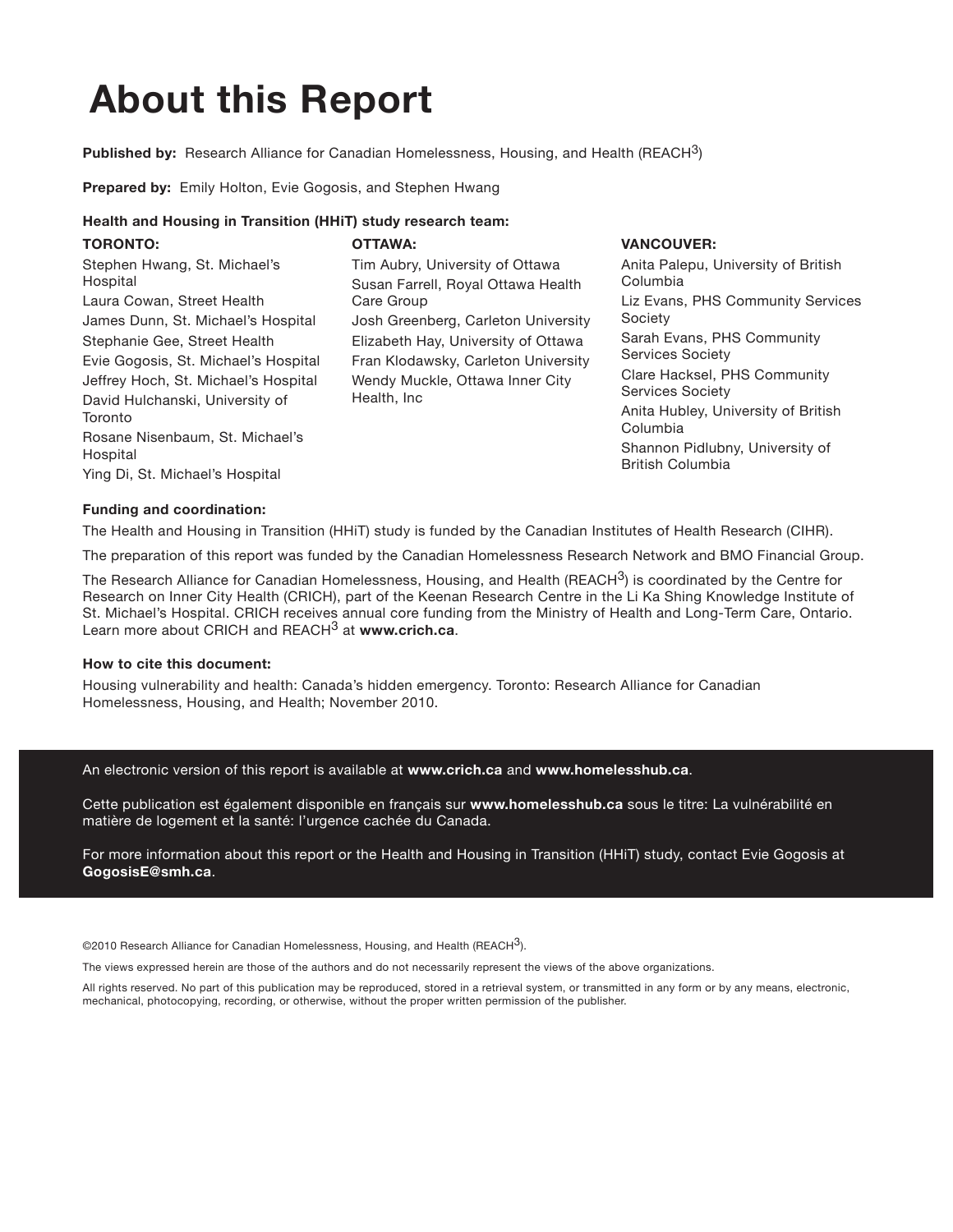# About this Report

**Published by:** Research Alliance for Canadian Homelessness, Housing, and Health (REACH3)

**Prepared by:** Emily Holton, Evie Gogosis, and Stephen Hwang

**Health and Housing in Transition (HHiT) study research team:**

**TORONTO:**

Stephen Hwang, St. Michael's Hospital
Laura Cowan, Street Health
James Dunn, St. Michael's Hospital
Stephanie Gee, Street Health
Evie Gogosis, St. Michael's Hospital
Jeffrey Hoch, St. Michael's Hospital
David Hulchanski, University of Toronto
Rosane Nisenbaum, St. Michael's Hospital
Ying Di, St. Michael's Hospital

**OTTAWA:**

Tim Aubry, University of Ottawa
Susan Farrell, Royal Ottawa Health Care Group
Josh Greenberg, Carleton University
Elizabeth Hay, University of Ottawa
Fran Klodawsky, Carleton University
Wendy Muckle, Ottawa Inner City Health, Inc

**VANCOUVER:**

Anita Palepu, University of British Columbia
Liz Evans, PHS Community Services Society
Sarah Evans, PHS Community Services Society
Clare Hacksel, PHS Community Services Society
Anita Hubley, University of British Columbia
Shannon Pidlubny, University of British Columbia

**Funding and coordination:**

The Health and Housing in Transition (HHiT) study is funded by the Canadian Institutes of Health Research (CIHR).

The preparation of this report was funded by the Canadian Homelessness Research Network and BMO Financial Group.

The Research Alliance for Canadian Homelessness, Housing, and Health (REACH3) is coordinated by the Centre for Research on Inner City Health (CRICH), part of the Keenan Research Centre in the Li Ka Shing Knowledge Institute of St. Michael's Hospital. CRICH receives annual core funding from the Ministry of Health and Long-Term Care, Ontario. Learn more about CRICH and REACH3 at **www.crich.ca**.

**How to cite this document:**

Housing vulnerability and health: Canada's hidden emergency. Toronto: Research Alliance for Canadian Homelessness, Housing, and Health; November 2010.

An electronic version of this report is available at **www.crich.ca** and **www.homelesshub.ca**.

Cette publication est également disponible en français sur **www.homelesshub.ca** sous le titre: La vulnérabilité en matière de logement et la santé: l'urgence cachée du Canada.

For more information about this report or the Health and Housing in Transition (HHiT) study, contact Evie Gogosis at **GogosisE@smh.ca**.

©2010 Research Alliance for Canadian Homelessness, Housing, and Health (REACH3).

The views expressed herein are those of the authors and do not necessarily represent the views of the above organizations.

All rights reserved. No part of this publication may be reproduced, stored in a retrieval system, or transmitted in any form or by any means, electronic, mechanical, photocopying, recording, or otherwise, without the proper written permission of the publisher.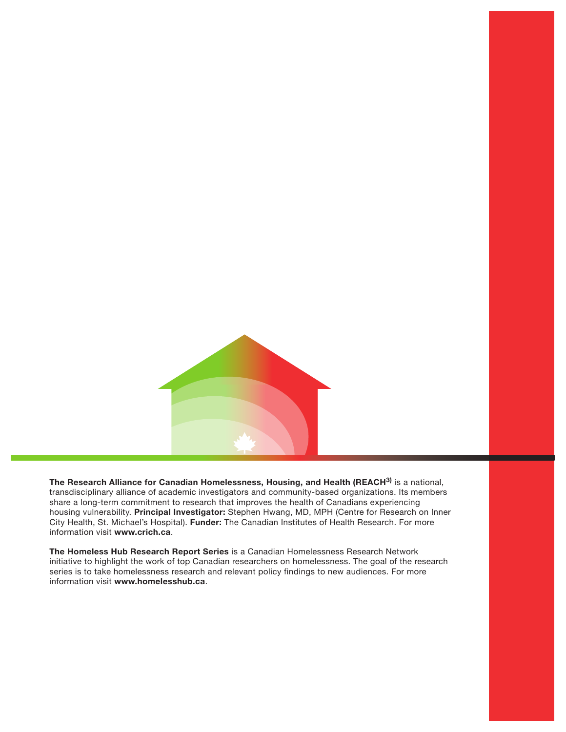**The Research Alliance for Canadian Homelessness, Housing, and Health (REACH$^{3}$)** is a national, transdisciplinary alliance of academic investigators and community-based organizations. Its members share a long-term commitment to research that improves the health of Canadians experiencing housing vulnerability. **Principal Investigator:** Stephen Hwang, MD, MPH (Centre for Research on Inner City Health, St. Michael's Hospital). **Funder:** The Canadian Institutes of Health Research. For more information visit **www.crich.ca**.

**The Homeless Hub Research Report Series** is a Canadian Homelessness Research Network initiative to highlight the work of top Canadian researchers on homelessness. The goal of the research series is to take homelessness research and relevant policy findings to new audiences. For more information visit **www.homelesshub.ca**.